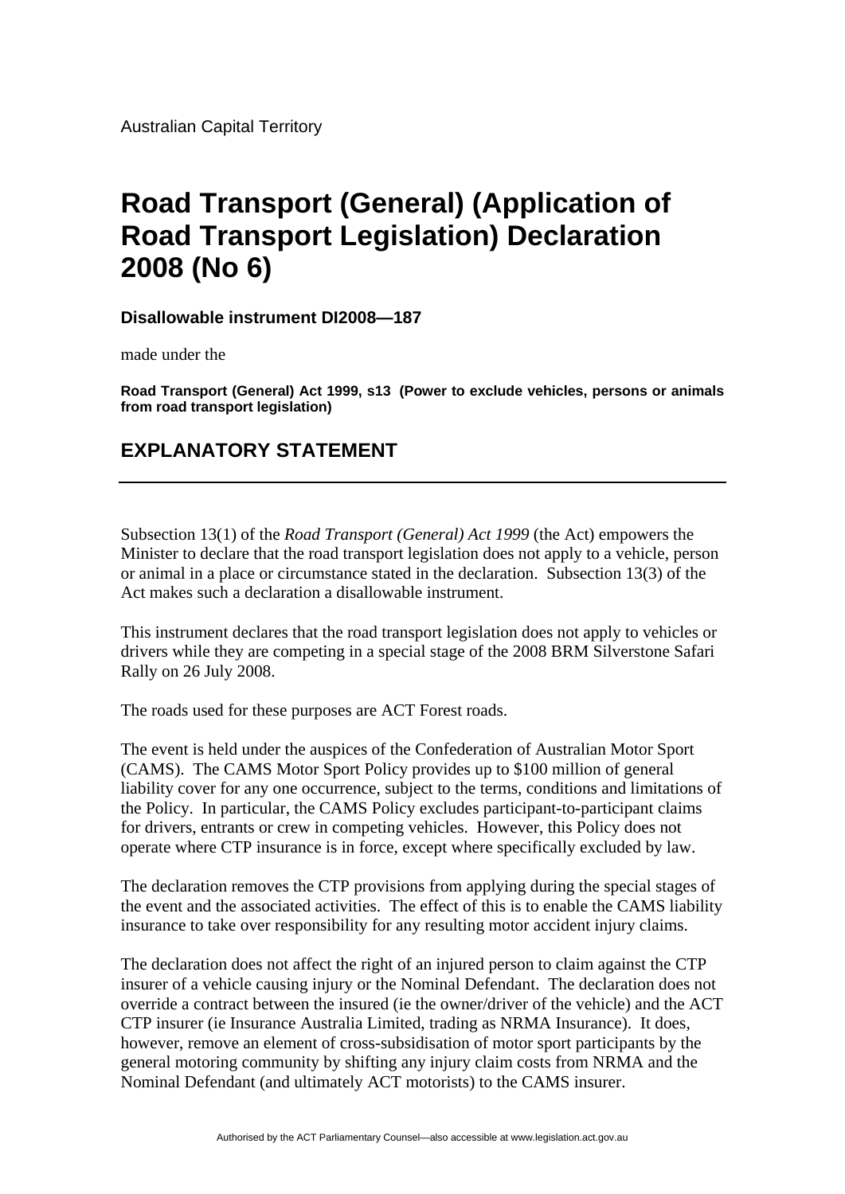Australian Capital Territory

# Road Transport (General) (Application of Road Transport Legislation) Declaration 2008 (No 6)

**Disallowable instrument DI2008—187**

made under the

**Road Transport (General) Act 1999, s13 (Power to exclude vehicles, persons or animals from road transport legislation)**

## EXPLANATORY STATEMENT

---

Subsection 13(1) of the *Road Transport (General) Act 1999* (the Act) empowers the Minister to declare that the road transport legislation does not apply to a vehicle, person or animal in a place or circumstance stated in the declaration. Subsection 13(3) of the Act makes such a declaration a disallowable instrument.

This instrument declares that the road transport legislation does not apply to vehicles or drivers while they are competing in a special stage of the 2008 BRM Silverstone Safari Rally on 26 July 2008.

The roads used for these purposes are ACT Forest roads.

The event is held under the auspices of the Confederation of Australian Motor Sport (CAMS). The CAMS Motor Sport Policy provides up to $100 million of general liability cover for any one occurrence, subject to the terms, conditions and limitations of the Policy. In particular, the CAMS Policy excludes participant-to-participant claims for drivers, entrants or crew in competing vehicles. However, this Policy does not operate where CTP insurance is in force, except where specifically excluded by law.

The declaration removes the CTP provisions from applying during the special stages of the event and the associated activities. The effect of this is to enable the CAMS liability insurance to take over responsibility for any resulting motor accident injury claims.

The declaration does not affect the right of an injured person to claim against the CTP insurer of a vehicle causing injury or the Nominal Defendant. The declaration does not override a contract between the insured (ie the owner/driver of the vehicle) and the ACT CTP insurer (ie Insurance Australia Limited, trading as NRMA Insurance). It does, however, remove an element of cross-subsidisation of motor sport participants by the general motoring community by shifting any injury claim costs from NRMA and the Nominal Defendant (and ultimately ACT motorists) to the CAMS insurer.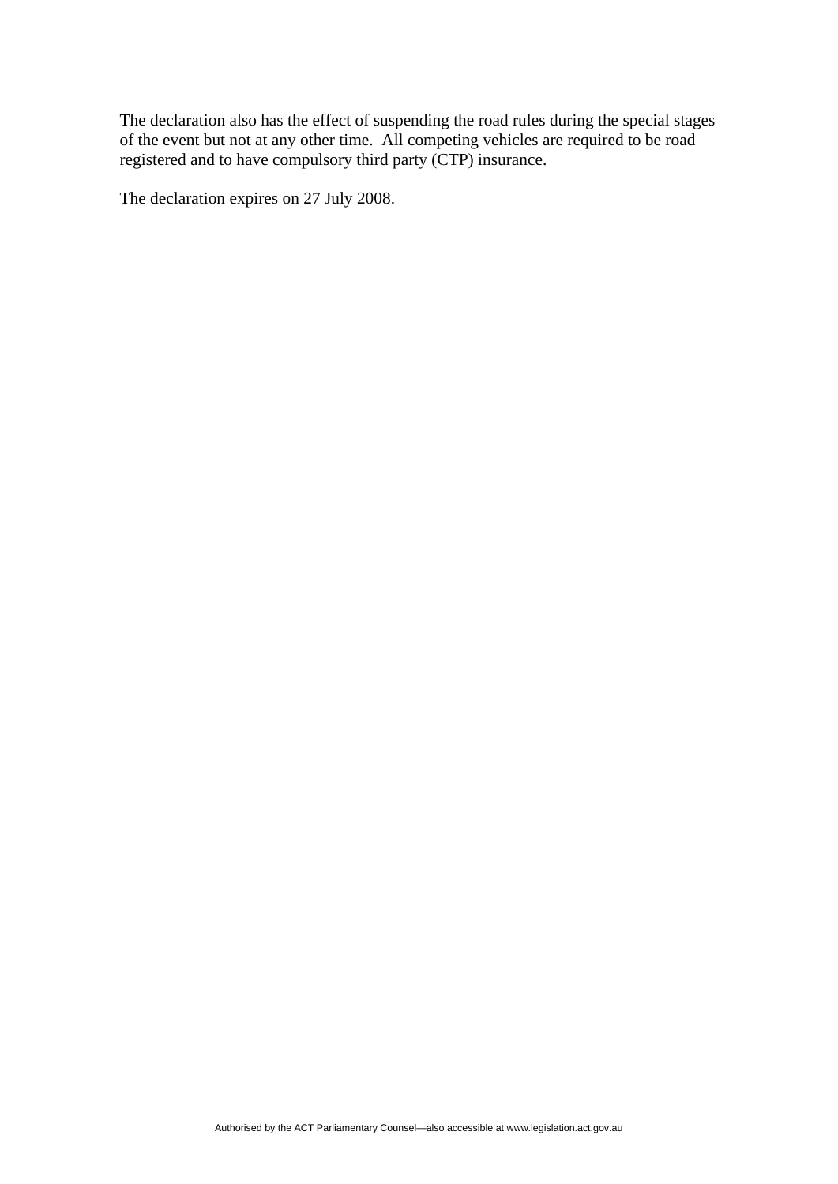The declaration also has the effect of suspending the road rules during the special stages of the event but not at any other time. All competing vehicles are required to be road registered and to have compulsory third party (CTP) insurance.

The declaration expires on 27 July 2008.